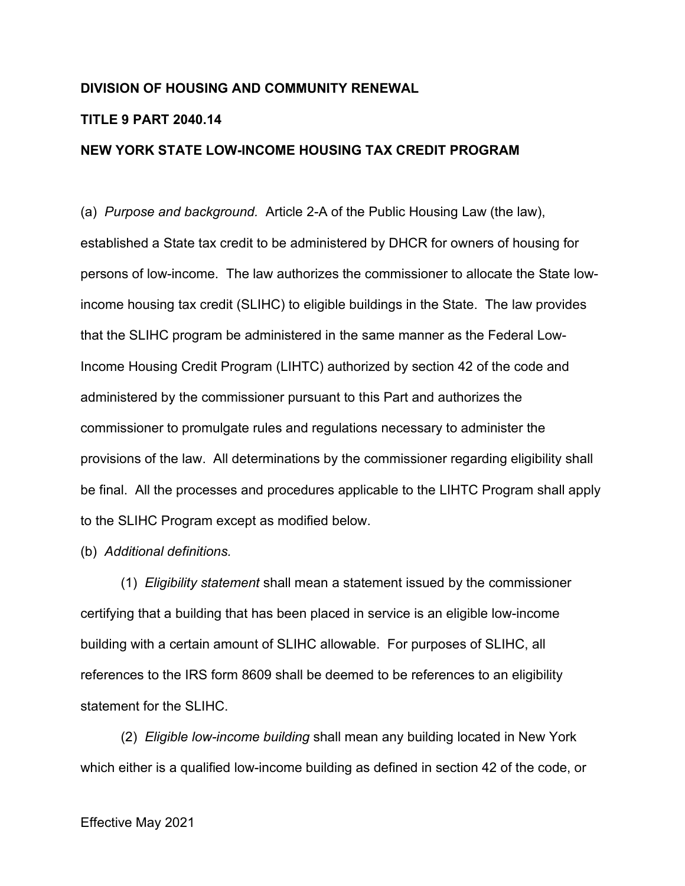**DIVISION OF HOUSING AND COMMUNITY RENEWAL**

**TITLE 9 PART 2040.14**

**NEW YORK STATE LOW-INCOME HOUSING TAX CREDIT PROGRAM**

(a) *Purpose and background.* Article 2-A of the Public Housing Law (the law), established a State tax credit to be administered by DHCR for owners of housing for persons of low-income. The law authorizes the commissioner to allocate the State low-income housing tax credit (SLIHC) to eligible buildings in the State. The law provides that the SLIHC program be administered in the same manner as the Federal Low-Income Housing Credit Program (LIHTC) authorized by section 42 of the code and administered by the commissioner pursuant to this Part and authorizes the commissioner to promulgate rules and regulations necessary to administer the provisions of the law. All determinations by the commissioner regarding eligibility shall be final. All the processes and procedures applicable to the LIHTC Program shall apply to the SLIHC Program except as modified below.

(b) *Additional definitions.*

(1) *Eligibility statement* shall mean a statement issued by the commissioner certifying that a building that has been placed in service is an eligible low-income building with a certain amount of SLIHC allowable. For purposes of SLIHC, all references to the IRS form 8609 shall be deemed to be references to an eligibility statement for the SLIHC.

(2) *Eligible low-income building* shall mean any building located in New York which either is a qualified low-income building as defined in section 42 of the code, or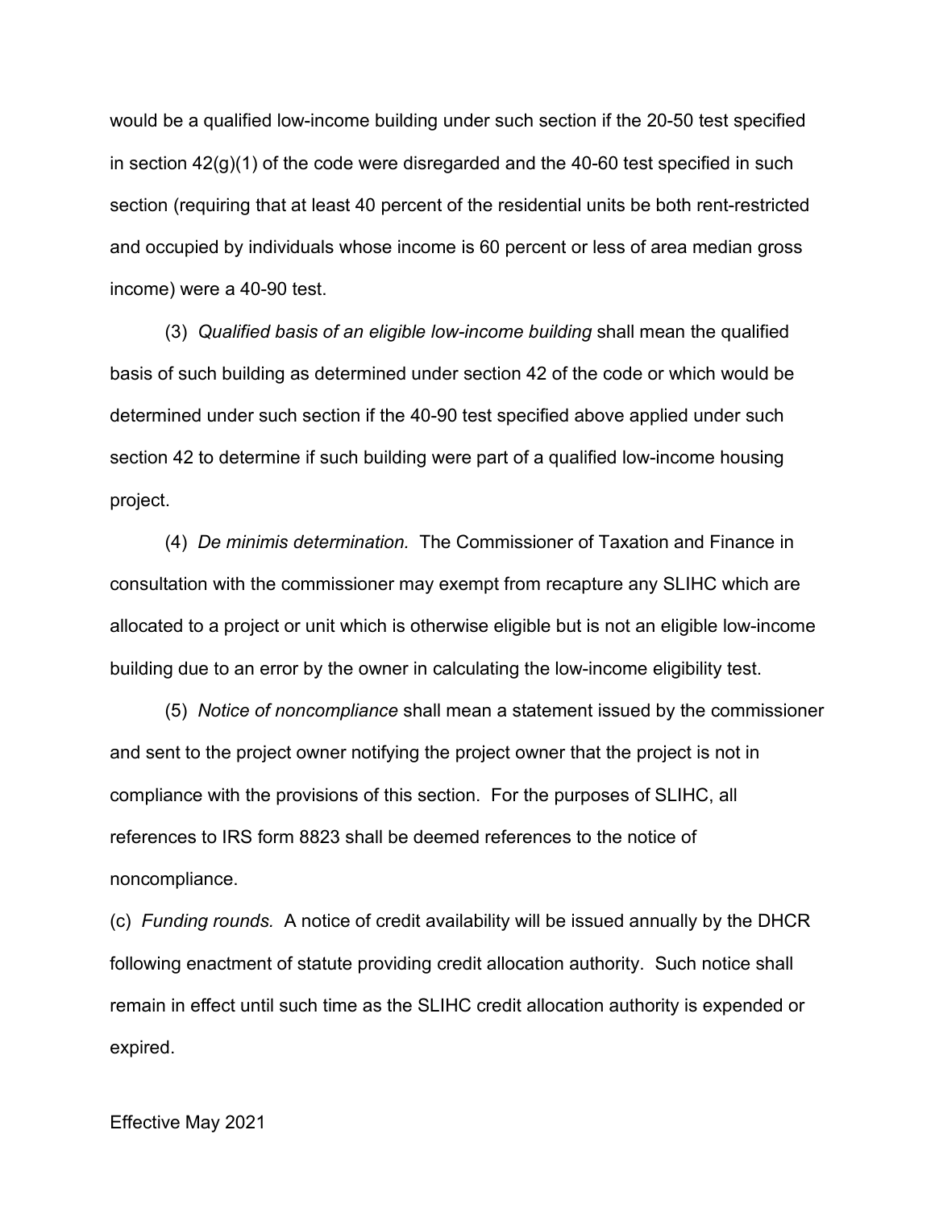would be a qualified low-income building under such section if the 20-50 test specified in section 42(g)(1) of the code were disregarded and the 40-60 test specified in such section (requiring that at least 40 percent of the residential units be both rent-restricted and occupied by individuals whose income is 60 percent or less of area median gross income) were a 40-90 test.

(3) *Qualified basis of an eligible low-income building* shall mean the qualified basis of such building as determined under section 42 of the code or which would be determined under such section if the 40-90 test specified above applied under such section 42 to determine if such building were part of a qualified low-income housing project.

(4) *De minimis determination.* The Commissioner of Taxation and Finance in consultation with the commissioner may exempt from recapture any SLIHC which are allocated to a project or unit which is otherwise eligible but is not an eligible low-income building due to an error by the owner in calculating the low-income eligibility test.

(5) *Notice of noncompliance* shall mean a statement issued by the commissioner and sent to the project owner notifying the project owner that the project is not in compliance with the provisions of this section. For the purposes of SLIHC, all references to IRS form 8823 shall be deemed references to the notice of noncompliance.

(c) *Funding rounds.* A notice of credit availability will be issued annually by the DHCR following enactment of statute providing credit allocation authority. Such notice shall remain in effect until such time as the SLIHC credit allocation authority is expended or expired.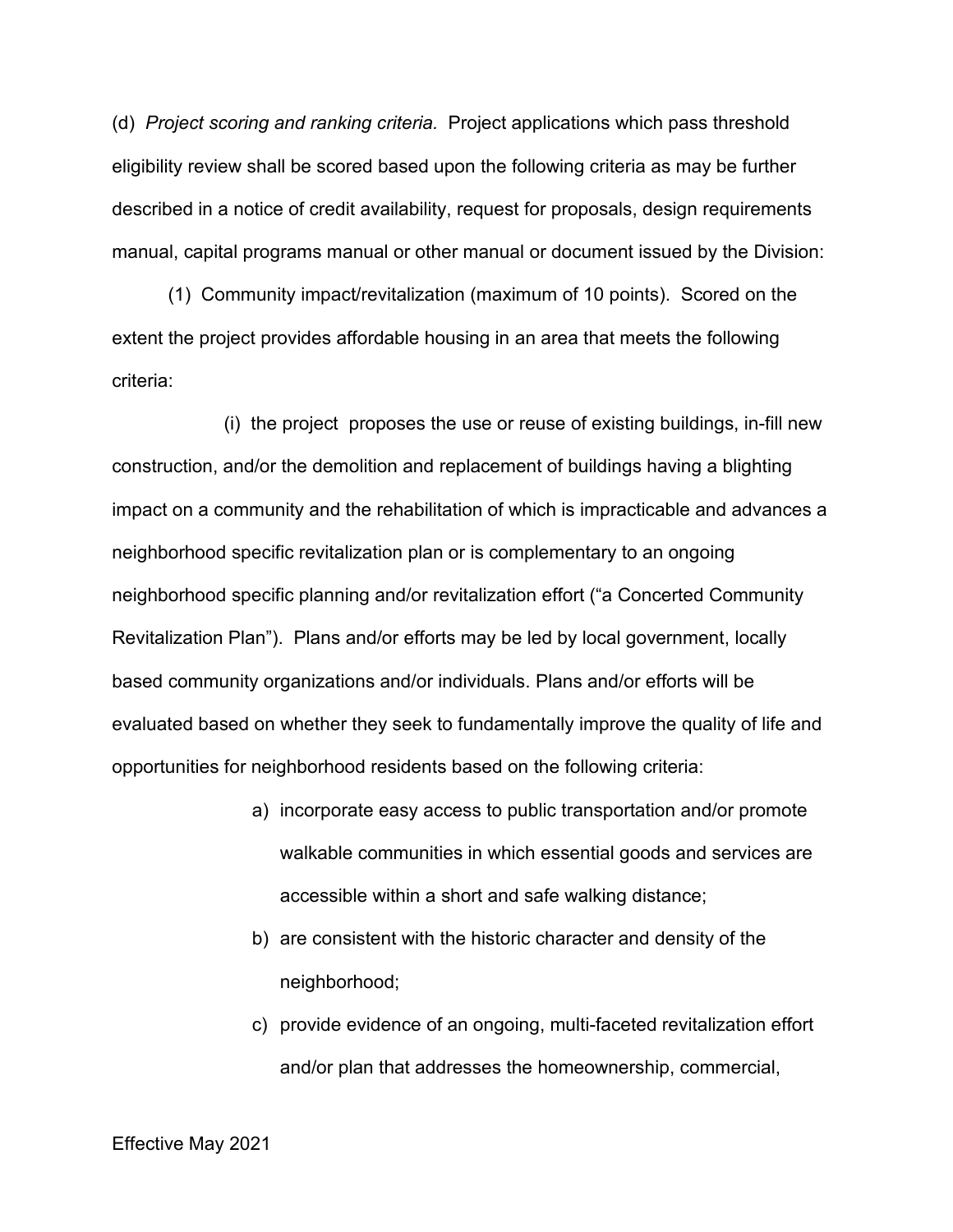(d) *Project scoring and ranking criteria.* Project applications which pass threshold eligibility review shall be scored based upon the following criteria as may be further described in a notice of credit availability, request for proposals, design requirements manual, capital programs manual or other manual or document issued by the Division:

(1) Community impact/revitalization (maximum of 10 points). Scored on the extent the project provides affordable housing in an area that meets the following criteria:

(i) the project proposes the use or reuse of existing buildings, in-fill new construction, and/or the demolition and replacement of buildings having a blighting impact on a community and the rehabilitation of which is impracticable and advances a neighborhood specific revitalization plan or is complementary to an ongoing neighborhood specific planning and/or revitalization effort ("a Concerted Community Revitalization Plan"). Plans and/or efforts may be led by local government, locally based community organizations and/or individuals. Plans and/or efforts will be evaluated based on whether they seek to fundamentally improve the quality of life and opportunities for neighborhood residents based on the following criteria:

a) incorporate easy access to public transportation and/or promote walkable communities in which essential goods and services are accessible within a short and safe walking distance;

b) are consistent with the historic character and density of the neighborhood;

c) provide evidence of an ongoing, multi-faceted revitalization effort and/or plan that addresses the homeownership, commercial,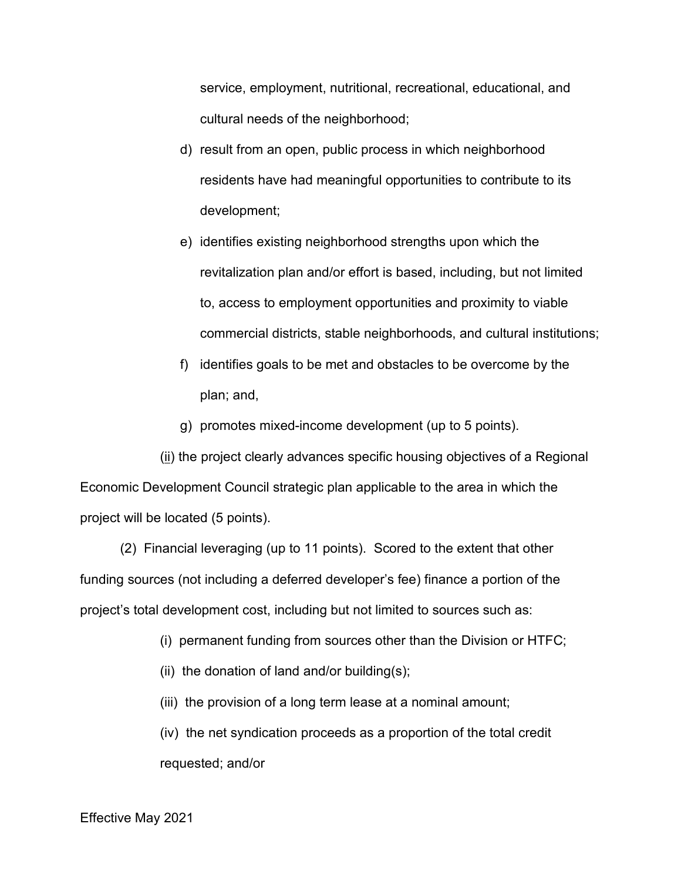service, employment, nutritional, recreational, educational, and cultural needs of the neighborhood;

d) result from an open, public process in which neighborhood residents have had meaningful opportunities to contribute to its development;

e) identifies existing neighborhood strengths upon which the revitalization plan and/or effort is based, including, but not limited to, access to employment opportunities and proximity to viable commercial districts, stable neighborhoods, and cultural institutions;

f) identifies goals to be met and obstacles to be overcome by the plan; and,

g) promotes mixed-income development (up to 5 points).

(ii) the project clearly advances specific housing objectives of a Regional Economic Development Council strategic plan applicable to the area in which the project will be located (5 points).

(2) Financial leveraging (up to 11 points). Scored to the extent that other funding sources (not including a deferred developer's fee) finance a portion of the project's total development cost, including but not limited to sources such as:

(i) permanent funding from sources other than the Division or HTFC;

(ii) the donation of land and/or building(s);

(iii) the provision of a long term lease at a nominal amount;

(iv) the net syndication proceeds as a proportion of the total credit requested; and/or

Effective May 2021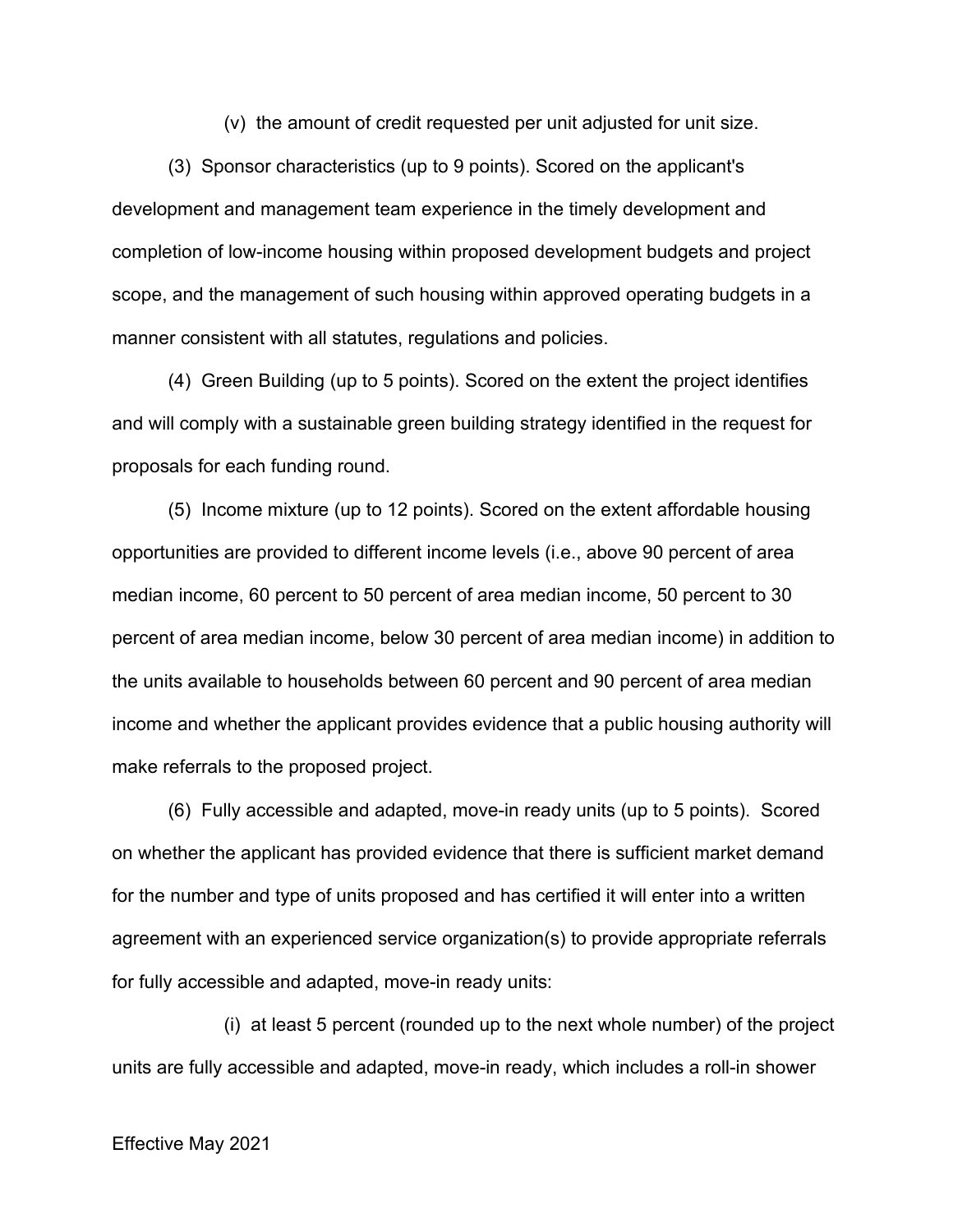(v) the amount of credit requested per unit adjusted for unit size.

(3) Sponsor characteristics (up to 9 points). Scored on the applicant's development and management team experience in the timely development and completion of low-income housing within proposed development budgets and project scope, and the management of such housing within approved operating budgets in a manner consistent with all statutes, regulations and policies.

(4) Green Building (up to 5 points). Scored on the extent the project identifies and will comply with a sustainable green building strategy identified in the request for proposals for each funding round.

(5) Income mixture (up to 12 points). Scored on the extent affordable housing opportunities are provided to different income levels (i.e., above 90 percent of area median income, 60 percent to 50 percent of area median income, 50 percent to 30 percent of area median income, below 30 percent of area median income) in addition to the units available to households between 60 percent and 90 percent of area median income and whether the applicant provides evidence that a public housing authority will make referrals to the proposed project.

(6) Fully accessible and adapted, move-in ready units (up to 5 points). Scored on whether the applicant has provided evidence that there is sufficient market demand for the number and type of units proposed and has certified it will enter into a written agreement with an experienced service organization(s) to provide appropriate referrals for fully accessible and adapted, move-in ready units:

(i) at least 5 percent (rounded up to the next whole number) of the project units are fully accessible and adapted, move-in ready, which includes a roll-in shower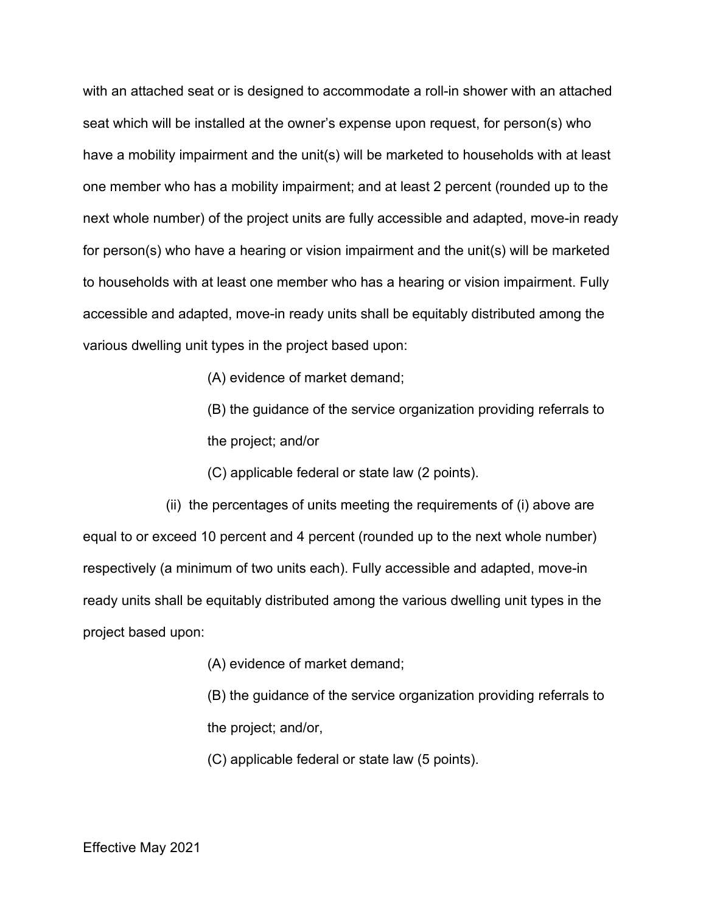with an attached seat or is designed to accommodate a roll-in shower with an attached seat which will be installed at the owner's expense upon request, for person(s) who have a mobility impairment and the unit(s) will be marketed to households with at least one member who has a mobility impairment; and at least 2 percent (rounded up to the next whole number) of the project units are fully accessible and adapted, move-in ready for person(s) who have a hearing or vision impairment and the unit(s) will be marketed to households with at least one member who has a hearing or vision impairment. Fully accessible and adapted, move-in ready units shall be equitably distributed among the various dwelling unit types in the project based upon:

(A) evidence of market demand;

(B) the guidance of the service organization providing referrals to the project; and/or

(C) applicable federal or state law (2 points).

(ii) the percentages of units meeting the requirements of (i) above are equal to or exceed 10 percent and 4 percent (rounded up to the next whole number) respectively (a minimum of two units each). Fully accessible and adapted, move-in ready units shall be equitably distributed among the various dwelling unit types in the project based upon:

(A) evidence of market demand;

(B) the guidance of the service organization providing referrals to the project; and/or,

(C) applicable federal or state law (5 points).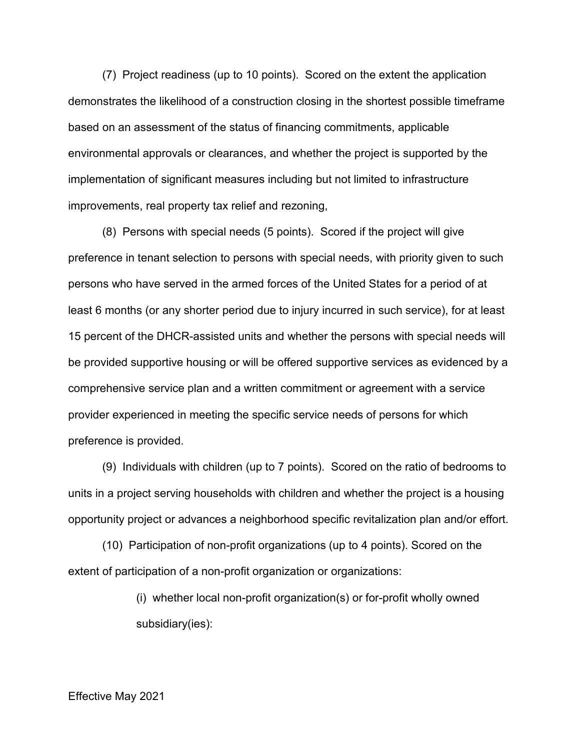(7) Project readiness (up to 10 points). Scored on the extent the application demonstrates the likelihood of a construction closing in the shortest possible timeframe based on an assessment of the status of financing commitments, applicable environmental approvals or clearances, and whether the project is supported by the implementation of significant measures including but not limited to infrastructure improvements, real property tax relief and rezoning,

(8) Persons with special needs (5 points). Scored if the project will give preference in tenant selection to persons with special needs, with priority given to such persons who have served in the armed forces of the United States for a period of at least 6 months (or any shorter period due to injury incurred in such service), for at least 15 percent of the DHCR-assisted units and whether the persons with special needs will be provided supportive housing or will be offered supportive services as evidenced by a comprehensive service plan and a written commitment or agreement with a service provider experienced in meeting the specific service needs of persons for which preference is provided.

(9) Individuals with children (up to 7 points). Scored on the ratio of bedrooms to units in a project serving households with children and whether the project is a housing opportunity project or advances a neighborhood specific revitalization plan and/or effort.

(10) Participation of non-profit organizations (up to 4 points). Scored on the extent of participation of a non-profit organization or organizations:

(i) whether local non-profit organization(s) or for-profit wholly owned subsidiary(ies):

Effective May 2021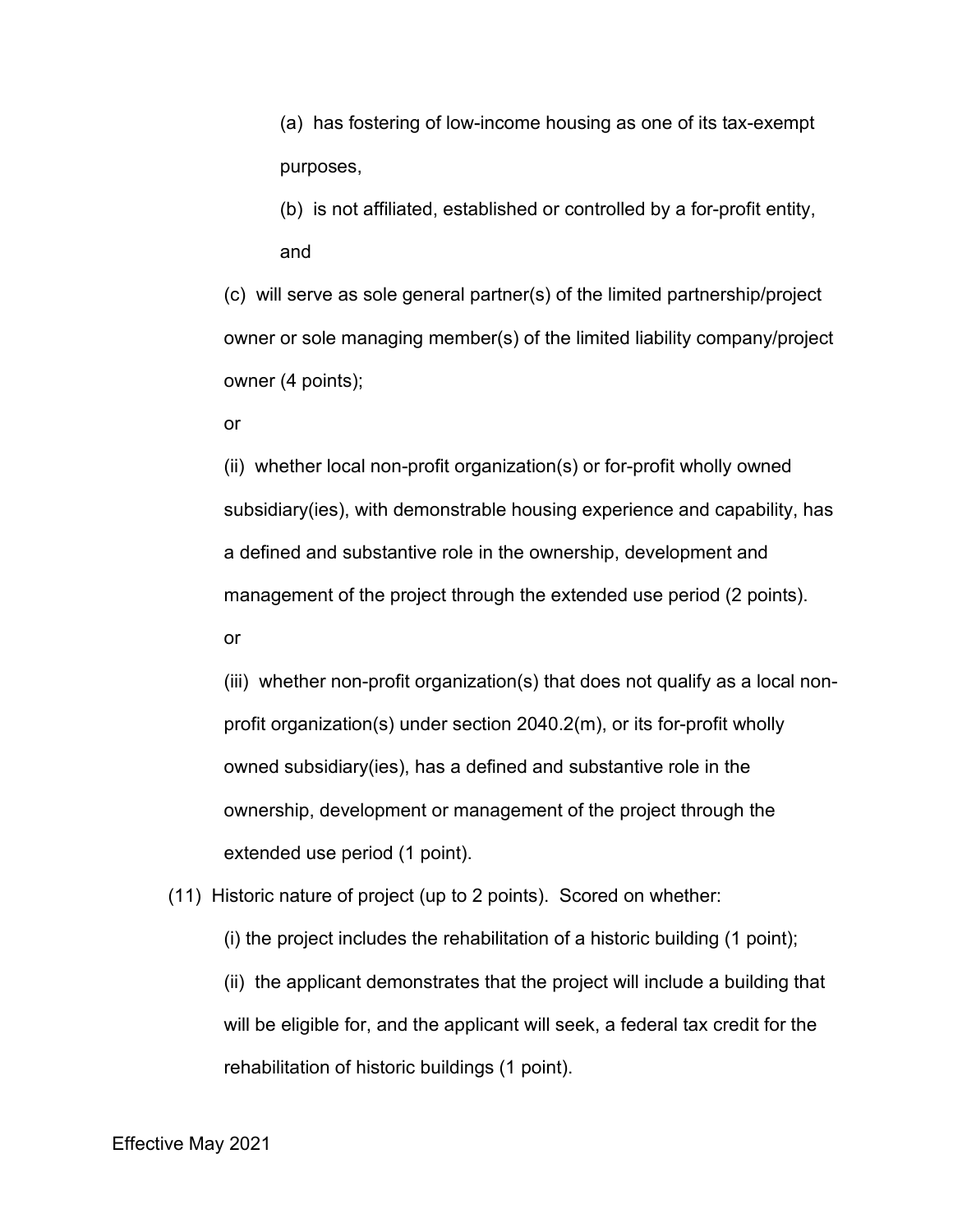(a) has fostering of low-income housing as one of its tax-exempt purposes,

(b) is not affiliated, established or controlled by a for-profit entity, and

(c) will serve as sole general partner(s) of the limited partnership/project owner or sole managing member(s) of the limited liability company/project owner (4 points);

or

(ii) whether local non-profit organization(s) or for-profit wholly owned subsidiary(ies), with demonstrable housing experience and capability, has a defined and substantive role in the ownership, development and management of the project through the extended use period (2 points).

or

(iii) whether non-profit organization(s) that does not qualify as a local non-profit organization(s) under section 2040.2(m), or its for-profit wholly owned subsidiary(ies), has a defined and substantive role in the ownership, development or management of the project through the extended use period (1 point).

(11) Historic nature of project (up to 2 points). Scored on whether:

(i) the project includes the rehabilitation of a historic building (1 point);

(ii) the applicant demonstrates that the project will include a building that will be eligible for, and the applicant will seek, a federal tax credit for the rehabilitation of historic buildings (1 point).

Effective May 2021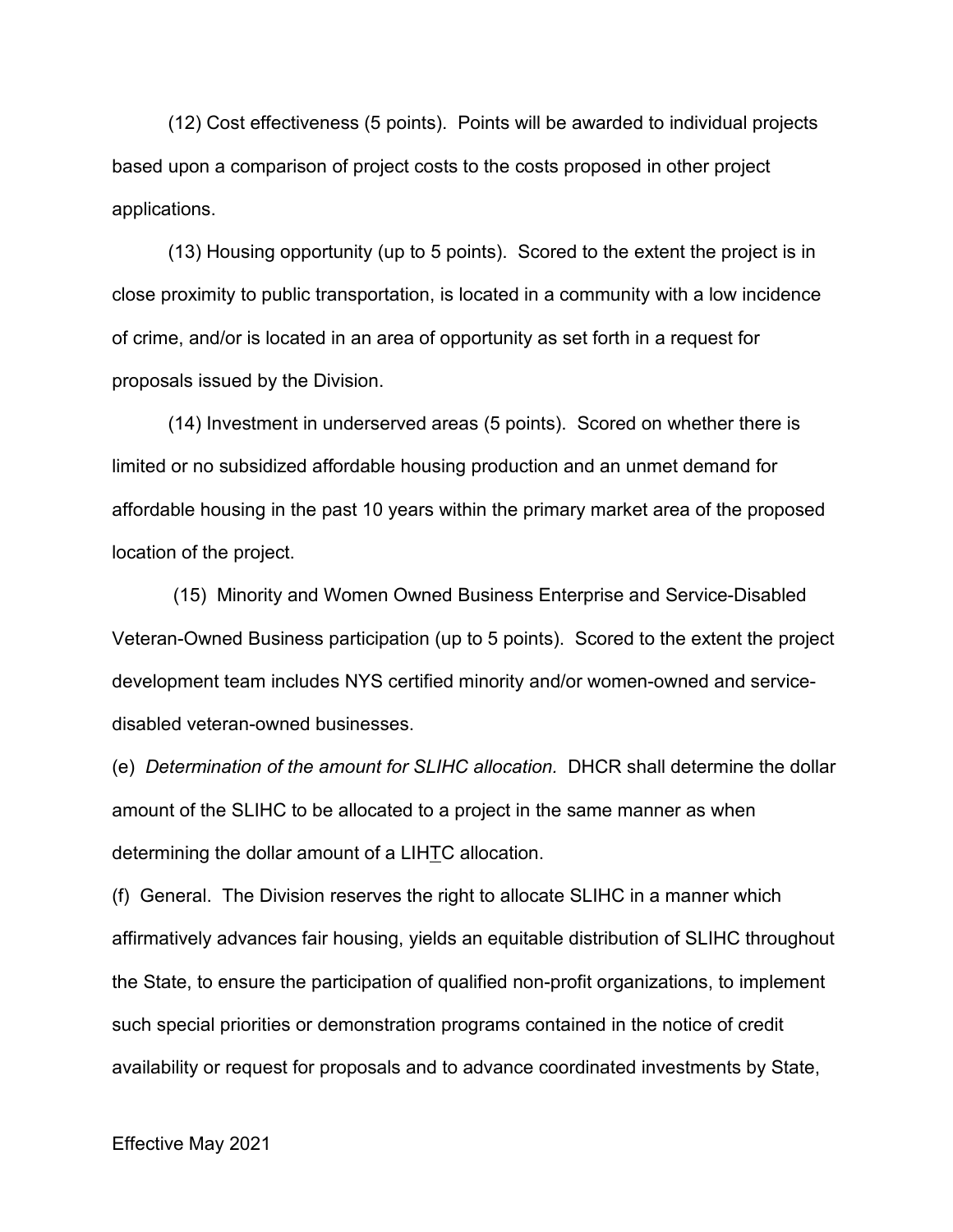(12) Cost effectiveness (5 points). Points will be awarded to individual projects based upon a comparison of project costs to the costs proposed in other project applications.

(13) Housing opportunity (up to 5 points). Scored to the extent the project is in close proximity to public transportation, is located in a community with a low incidence of crime, and/or is located in an area of opportunity as set forth in a request for proposals issued by the Division.

(14) Investment in underserved areas (5 points). Scored on whether there is limited or no subsidized affordable housing production and an unmet demand for affordable housing in the past 10 years within the primary market area of the proposed location of the project.

(15) Minority and Women Owned Business Enterprise and Service-Disabled Veteran-Owned Business participation (up to 5 points). Scored to the extent the project development team includes NYS certified minority and/or women-owned and service-disabled veteran-owned businesses.

(e) *Determination of the amount for SLIHC allocation.* DHCR shall determine the dollar amount of the SLIHC to be allocated to a project in the same manner as when determining the dollar amount of a LIHTC allocation.

(f) General. The Division reserves the right to allocate SLIHC in a manner which affirmatively advances fair housing, yields an equitable distribution of SLIHC throughout the State, to ensure the participation of qualified non-profit organizations, to implement such special priorities or demonstration programs contained in the notice of credit availability or request for proposals and to advance coordinated investments by State,

Effective May 2021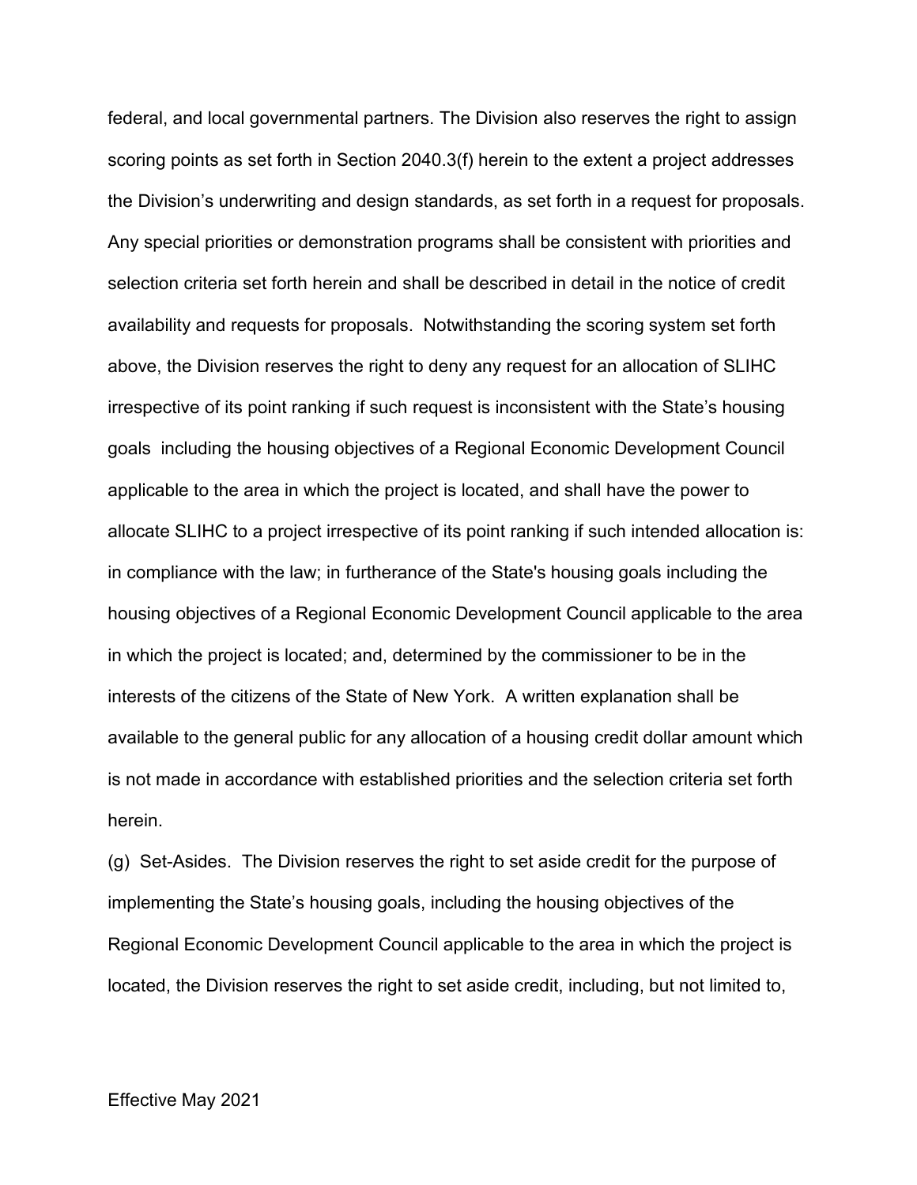federal, and local governmental partners. The Division also reserves the right to assign scoring points as set forth in Section 2040.3(f) herein to the extent a project addresses the Division's underwriting and design standards, as set forth in a request for proposals. Any special priorities or demonstration programs shall be consistent with priorities and selection criteria set forth herein and shall be described in detail in the notice of credit availability and requests for proposals. Notwithstanding the scoring system set forth above, the Division reserves the right to deny any request for an allocation of SLIHC irrespective of its point ranking if such request is inconsistent with the State's housing goals including the housing objectives of a Regional Economic Development Council applicable to the area in which the project is located, and shall have the power to allocate SLIHC to a project irrespective of its point ranking if such intended allocation is: in compliance with the law; in furtherance of the State's housing goals including the housing objectives of a Regional Economic Development Council applicable to the area in which the project is located; and, determined by the commissioner to be in the interests of the citizens of the State of New York. A written explanation shall be available to the general public for any allocation of a housing credit dollar amount which is not made in accordance with established priorities and the selection criteria set forth herein.

(g) Set-Asides. The Division reserves the right to set aside credit for the purpose of implementing the State's housing goals, including the housing objectives of the Regional Economic Development Council applicable to the area in which the project is located, the Division reserves the right to set aside credit, including, but not limited to,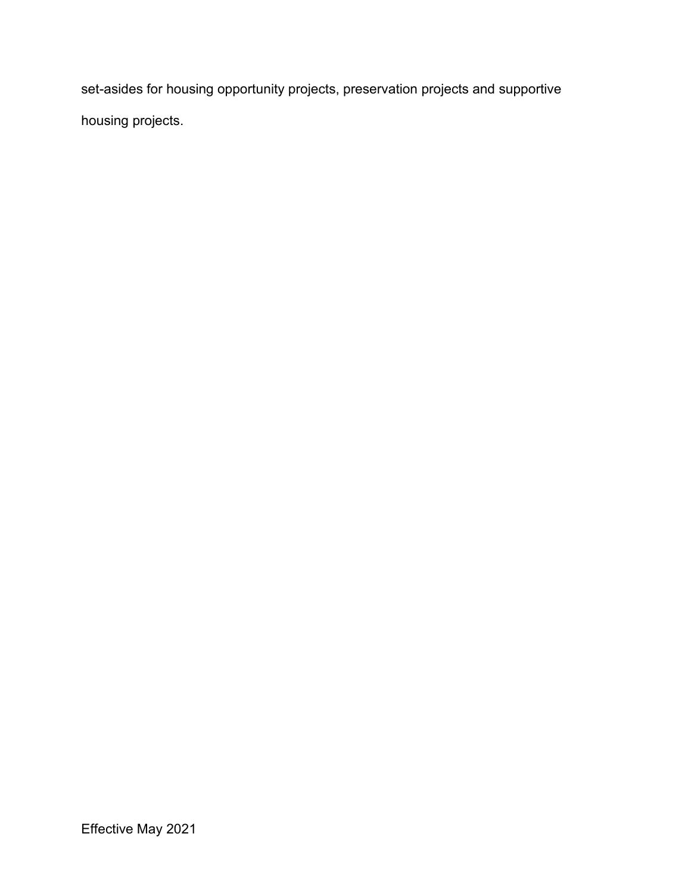set-asides for housing opportunity projects, preservation projects and supportive housing projects.